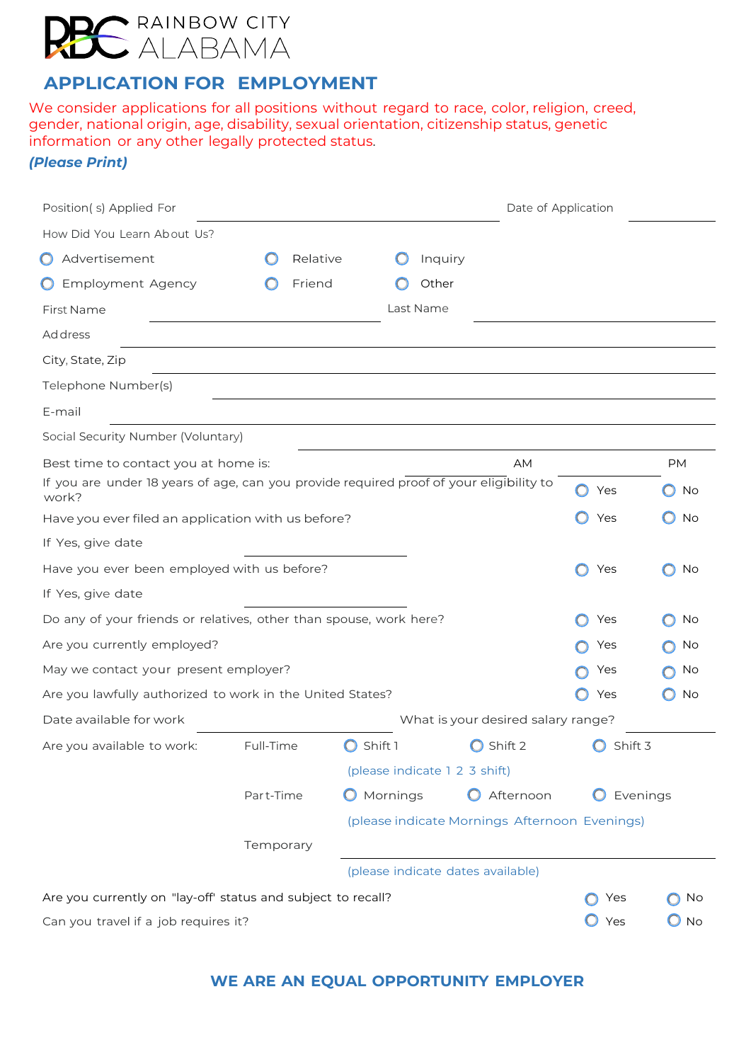RAINBOW CITY ALABAMA

# APPLICATION FOR EMPLOYMENT

We consider applications for all positions without regard to race, color, religion, creed, gender, national origin, age, disability, sexual orientation, citizenship status, genetic information or any other legally protected status.

***(Please Print)***

Position( s) Applied For ______________________ Date of Application __________

How Did You Learn About Us?

- ○ Advertisement
- ○ Relative
- ○ Inquiry
- ○ Employment Agency
- ○ Friend
- ○ Other

First Name ______________________ Last Name ______________________

Address ______________________

City, State, Zip ______________________

Telephone Number(s) ______________________

E-mail ______________________

Social Security Number (Voluntary) ______________________

Best time to contact you at home is: __________ AM __________ PM

If you are under 18 years of age, can you provide required proof of your eligibility to work? ○ Yes ○ No

Have you ever filed an application with us before? ○ Yes ○ No

If Yes, give date ______________________

Have you ever been employed with us before? ○ Yes ○ No

If Yes, give date ______________________

Do any of your friends or relatives, other than spouse, work here? ○ Yes ○ No

Are you currently employed? ○ Yes ○ No

May we contact your present employer? ○ Yes ○ No

Are you lawfully authorized to work in the United States? ○ Yes ○ No

Date available for work ______________________ What is your desired salary range? __________

Are you available to work:

Full-Time ○ Shift 1 ○ Shift 2 ○ Shift 3

(please indicate 1 2 3 shift)

Part-Time ○ Mornings ○ Afternoon ○ Evenings

(please indicate Mornings Afternoon Evenings)

Temporary ______________________

(please indicate dates available)

Are you currently on "lay-off" status and subject to recall? ○ Yes ○ No

Can you travel if a job requires it? ○ Yes ○ No

**WE ARE AN EQUAL OPPORTUNITY EMPLOYER**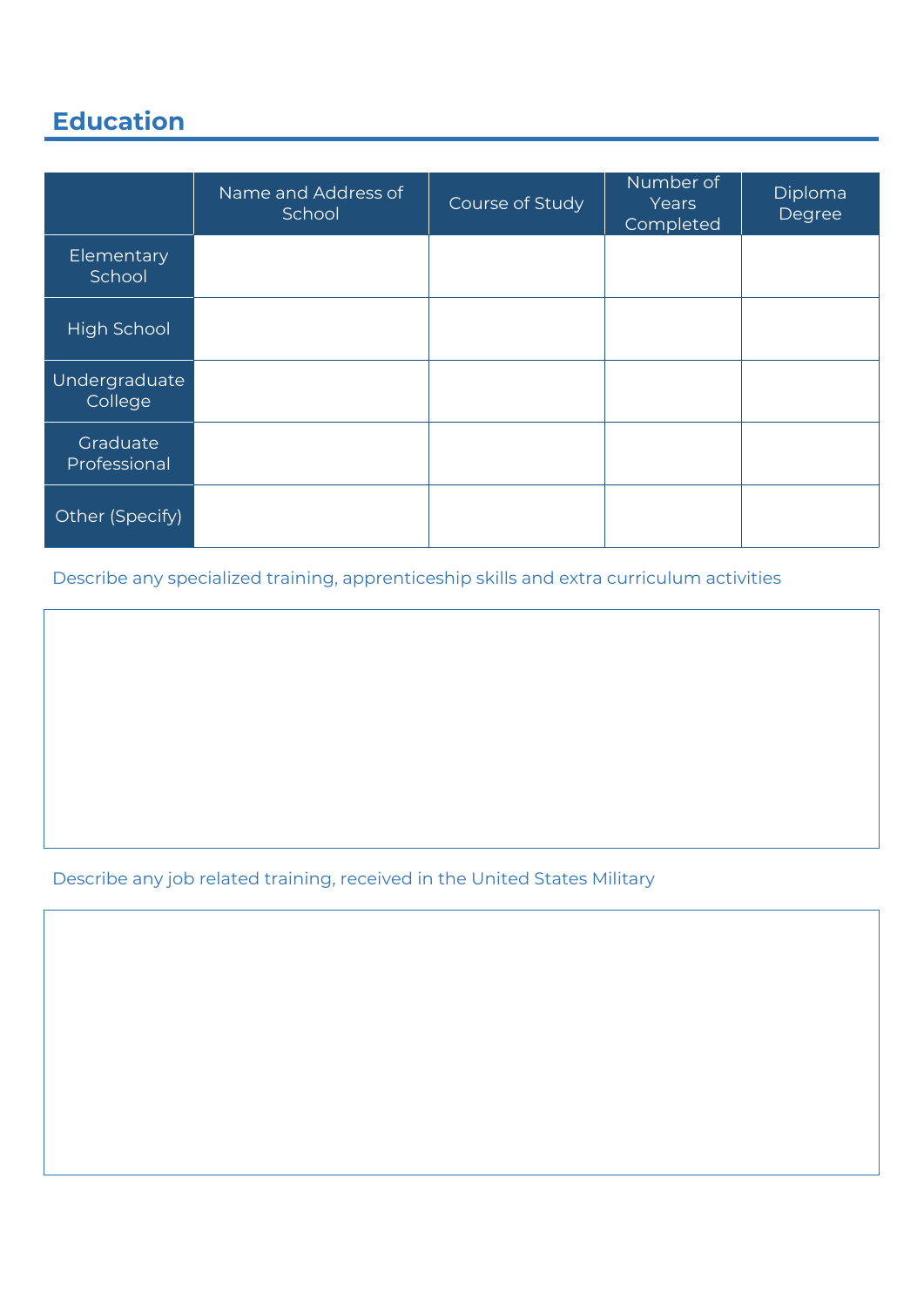## Education

| | Name and Address of School | Course of Study | Number of Years Completed | Diploma Degree |
|---|---|---|---|---|
| Elementary School | | | | |
| High School | | | | |
| Undergraduate College | | | | |
| Graduate Professional | | | | |
| Other (Specify) | | | | |

Describe any specialized training, apprenticeship skills and extra curriculum activities

Describe any job related training, received in the United States Military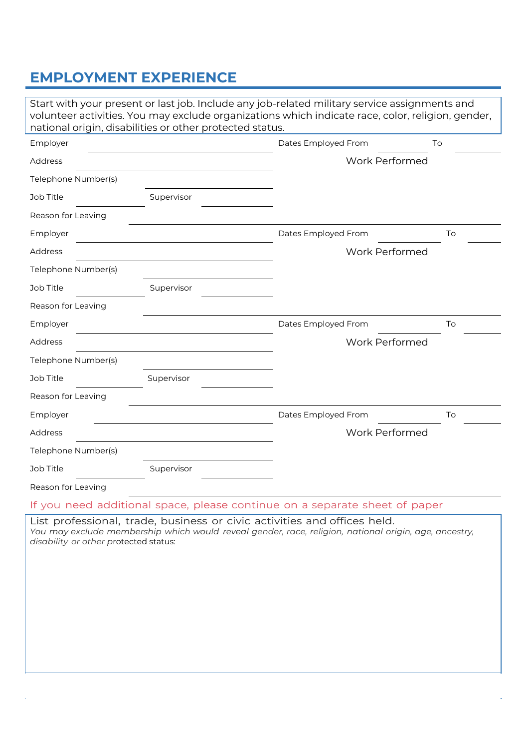## EMPLOYMENT EXPERIENCE

Start with your present or last job. Include any job-related military service assignments and volunteer activities. You may exclude organizations which indicate race, color, religion, gender, national origin, disabilities or other protected status.

Employer ____________________ Dates Employed From __________ To __________

Address ____________________ Work Performed

Telephone Number(s) ____________________

Job Title __________ Supervisor __________

Reason for Leaving ____________________

Employer ____________________ Dates Employed From __________ To __________

Address ____________________ Work Performed

Telephone Number(s) ____________________

Job Title __________ Supervisor __________

Reason for Leaving ____________________

Employer ____________________ Dates Employed From __________ To __________

Address ____________________ Work Performed

Telephone Number(s) ____________________

Job Title __________ Supervisor __________

Reason for Leaving ____________________

Employer ____________________ Dates Employed From __________ To __________

Address ____________________ Work Performed

Telephone Number(s) ____________________

Job Title __________ Supervisor __________

Reason for Leaving ____________________

If you need additional space, please continue on a separate sheet of paper

List professional, trade, business or civic activities and offices held.
*You may exclude membership which would reveal gender, race, religion, national origin, age, ancestry, disability or other* protected status: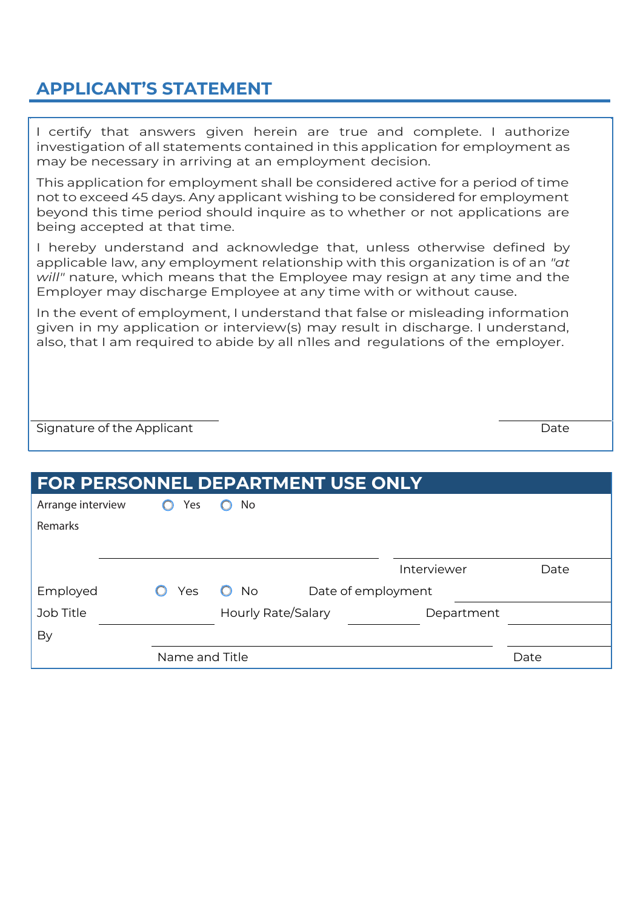## APPLICANT'S STATEMENT

I certify that answers given herein are true and complete. I authorize investigation of all statements contained in this application for employment as may be necessary in arriving at an employment decision.

This application for employment shall be considered active for a period of time not to exceed 45 days. Any applicant wishing to be considered for employment beyond this time period should inquire as to whether or not applications are being accepted at that time.

I hereby understand and acknowledge that, unless otherwise defined by applicable law, any employment relationship with this organization is of an *"at will"* nature, which means that the Employee may resign at any time and the Employer may discharge Employee at any time with or without cause.

In the event of employment, I understand that false or misleading information given in my application or interview(s) may result in discharge. I understand, also, that I am required to abide by all n1les and regulations of the employer.

Signature of the Applicant ____________________ Date ____________________

## FOR PERSONNEL DEPARTMENT USE ONLY

Arrange interview ○ Yes ○ No

Remarks ____________________

Interviewer ____________________ Date ____________________

Employed ○ Yes ○ No Date of employment ____________________

Job Title ____________________ Hourly Rate/Salary ____________________ Department ____________________

By ____________________ ____________________

Name and Title Date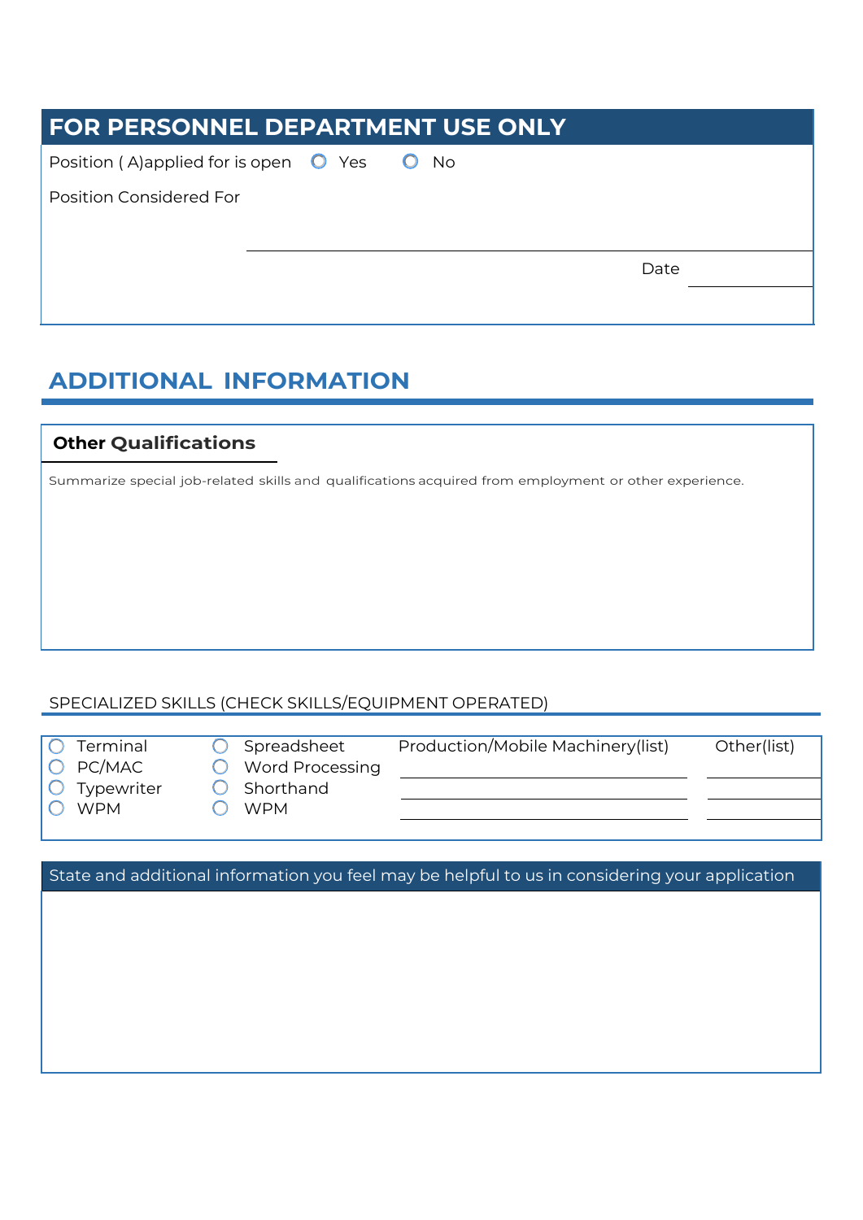## FOR PERSONNEL DEPARTMENT USE ONLY

Position ( A)applied for is open ○ Yes ○ No

Position Considered For

Date

# ADDITIONAL INFORMATION

### Other Qualifications

Summarize special job-related skills and qualifications acquired from employment or other experience.

SPECIALIZED SKILLS (CHECK SKILLS/EQUIPMENT OPERATED)

| | | Production/Mobile Machinery(list) | Other(list) |
|---|---|---|---|
| ○ Terminal | ○ Spreadsheet | | |
| ○ PC/MAC | ○ Word Processing | | |
| ○ Typewriter | ○ Shorthand | | |
| ○ WPM | ○ WPM | | |

State and additional information you feel may be helpful to us in considering your application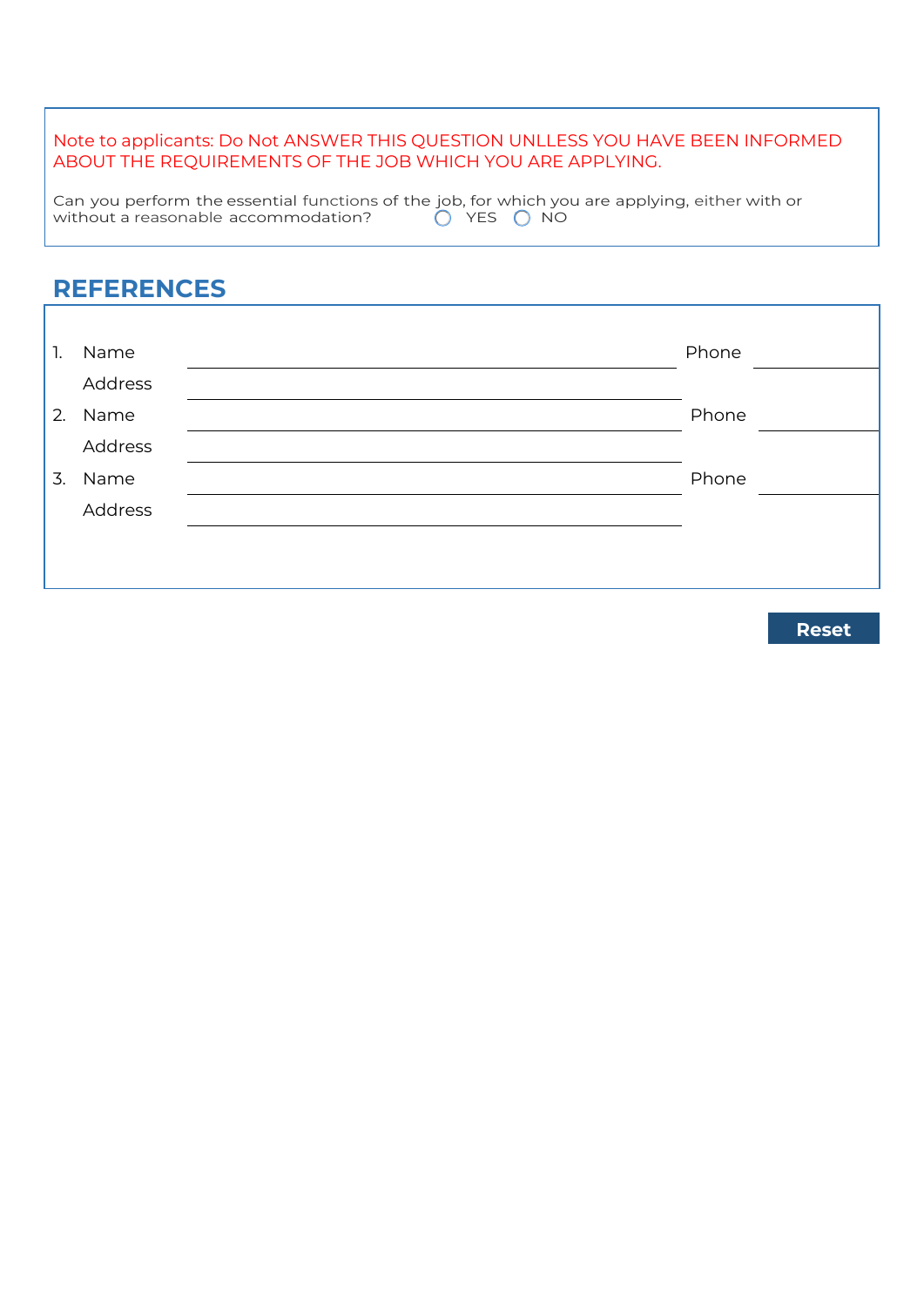Note to applicants: Do Not ANSWER THIS QUESTION UNLLESS YOU HAVE BEEN INFORMED ABOUT THE REQUIREMENTS OF THE JOB WHICH YOU ARE APPLYING.

Can you perform the essential functions of the job, for which you are applying, either with or without a reasonable accommodation? ◯ YES ◯ NO

## REFERENCES

1. Name ______________________ Phone __________
   Address ______________________
2. Name ______________________ Phone __________
   Address ______________________
3. Name ______________________ Phone __________
   Address ______________________

Reset